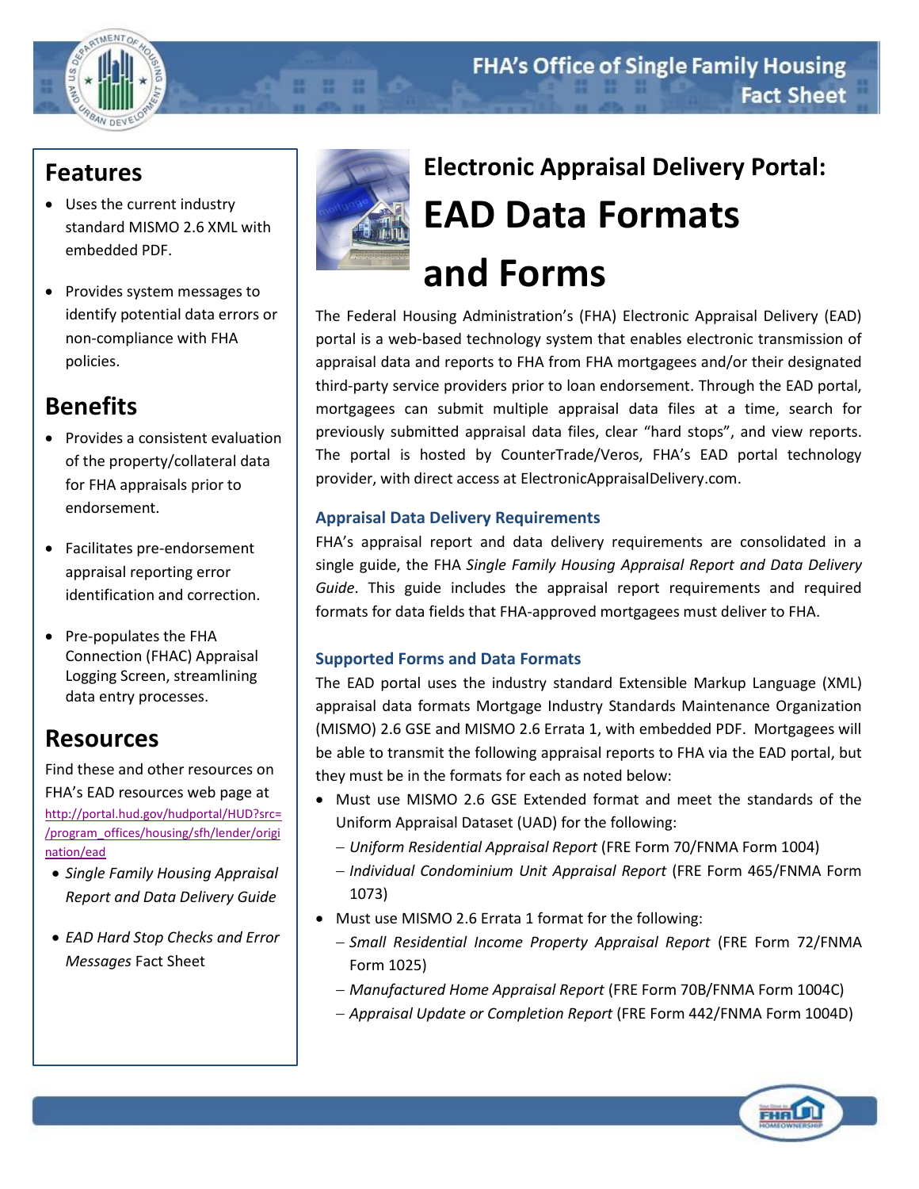# Electronic Appraisal Delivery Portal: EAD Data Formats and Forms

The Federal Housing Administration's (FHA) Electronic Appraisal Delivery (EAD) portal is a web-based technology system that enables electronic transmission of appraisal data and reports to FHA from FHA mortgagees and/or their designated third-party service providers prior to loan endorsement. Through the EAD portal, mortgagees can submit multiple appraisal data files at a time, search for previously submitted appraisal data files, clear "hard stops", and view reports. The portal is hosted by CounterTrade/Veros, FHA's EAD portal technology provider, with direct access at ElectronicAppraisalDelivery.com.

### Appraisal Data Delivery Requirements

FHA's appraisal report and data delivery requirements are consolidated in a single guide, the FHA *Single Family Housing Appraisal Report and Data Delivery Guide*. This guide includes the appraisal report requirements and required formats for data fields that FHA-approved mortgagees must deliver to FHA.

### Supported Forms and Data Formats

The EAD portal uses the industry standard Extensible Markup Language (XML) appraisal data formats Mortgage Industry Standards Maintenance Organization (MISMO) 2.6 GSE and MISMO 2.6 Errata 1, with embedded PDF. Mortgagees will be able to transmit the following appraisal reports to FHA via the EAD portal, but they must be in the formats for each as noted below:

- Must use MISMO 2.6 GSE Extended format and meet the standards of the Uniform Appraisal Dataset (UAD) for the following:
  - *Uniform Residential Appraisal Report* (FRE Form 70/FNMA Form 1004)
  - *Individual Condominium Unit Appraisal Report* (FRE Form 465/FNMA Form 1073)
- Must use MISMO 2.6 Errata 1 format for the following:
  - *Small Residential Income Property Appraisal Report* (FRE Form 72/FNMA Form 1025)
  - *Manufactured Home Appraisal Report* (FRE Form 70B/FNMA Form 1004C)
  - *Appraisal Update or Completion Report* (FRE Form 442/FNMA Form 1004D)

## Features

- Uses the current industry standard MISMO 2.6 XML with embedded PDF.
- Provides system messages to identify potential data errors or non-compliance with FHA policies.

## Benefits

- Provides a consistent evaluation of the property/collateral data for FHA appraisals prior to endorsement.
- Facilitates pre-endorsement appraisal reporting error identification and correction.
- Pre-populates the FHA Connection (FHAC) Appraisal Logging Screen, streamlining data entry processes.

## Resources

Find these and other resources on FHA's EAD resources web page at http://portal.hud.gov/hudportal/HUD?src=/program_offices/housing/sfh/lender/origination/ead

- *Single Family Housing Appraisal Report and Data Delivery Guide*
- *EAD Hard Stop Checks and Error Messages* Fact Sheet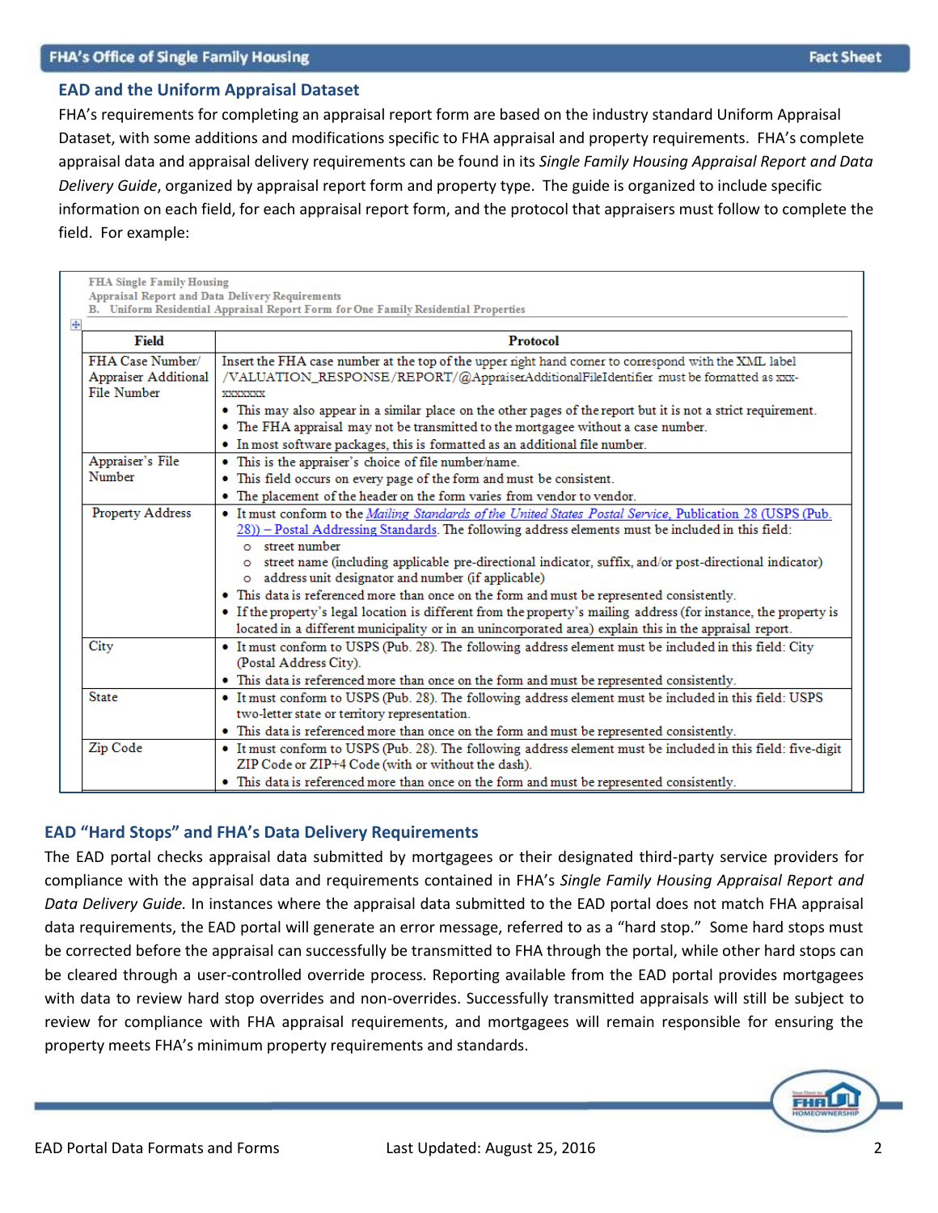## EAD and the Uniform Appraisal Dataset

FHA's requirements for completing an appraisal report form are based on the industry standard Uniform Appraisal Dataset, with some additions and modifications specific to FHA appraisal and property requirements. FHA's complete appraisal data and appraisal delivery requirements can be found in its *Single Family Housing Appraisal Report and Data Delivery Guide*, organized by appraisal report form and property type. The guide is organized to include specific information on each field, for each appraisal report form, and the protocol that appraisers must follow to complete the field. For example:

FHA Single Family Housing
Appraisal Report and Data Delivery Requirements
B. Uniform Residential Appraisal Report Form for One Family Residential Properties

| Field | Protocol |
|---|---|
| FHA Case Number/ Appraiser Additional File Number | Insert the FHA case number at the top of the upper right hand corner to correspond with the XML label /VALUATION_RESPONSE/REPORT/@AppraiserAdditionalFileIdentifier must be formatted as xxx-xxxxxxx <br>• This may also appear in a similar place on the other pages of the report but it is not a strict requirement.<br>• The FHA appraisal may not be transmitted to the mortgagee without a case number.<br>• In most software packages, this is formatted as an additional file number. |
| Appraiser's File Number | • This is the appraiser's choice of file number/name.<br>• This field occurs on every page of the form and must be consistent.<br>• The placement of the header on the form varies from vendor to vendor. |
| Property Address | • It must conform to the *Mailing Standards of the United States Postal Service*, Publication 28 (USPS (Pub. 28)) – Postal Addressing Standards. The following address elements must be included in this field:<br>&nbsp;&nbsp;o street number<br>&nbsp;&nbsp;o street name (including applicable pre-directional indicator, suffix, and/or post-directional indicator)<br>&nbsp;&nbsp;o address unit designator and number (if applicable)<br>• This data is referenced more than once on the form and must be represented consistently.<br>• If the property's legal location is different from the property's mailing address (for instance, the property is located in a different municipality or in an unincorporated area) explain this in the appraisal report. |
| City | • It must conform to USPS (Pub. 28). The following address element must be included in this field: City (Postal Address City).<br>• This data is referenced more than once on the form and must be represented consistently. |
| State | • It must conform to USPS (Pub. 28). The following address element must be included in this field: USPS two-letter state or territory representation.<br>• This data is referenced more than once on the form and must be represented consistently. |
| Zip Code | • It must conform to USPS (Pub. 28). The following address element must be included in this field: five-digit ZIP Code or ZIP+4 Code (with or without the dash).<br>• This data is referenced more than once on the form and must be represented consistently. |

## EAD "Hard Stops" and FHA's Data Delivery Requirements

The EAD portal checks appraisal data submitted by mortgagees or their designated third-party service providers for compliance with the appraisal data and requirements contained in FHA's *Single Family Housing Appraisal Report and Data Delivery Guide.* In instances where the appraisal data submitted to the EAD portal does not match FHA appraisal data requirements, the EAD portal will generate an error message, referred to as a "hard stop." Some hard stops must be corrected before the appraisal can successfully be transmitted to FHA through the portal, while other hard stops can be cleared through a user-controlled override process. Reporting available from the EAD portal provides mortgagees with data to review hard stop overrides and non-overrides. Successfully transmitted appraisals will still be subject to review for compliance with FHA appraisal requirements, and mortgagees will remain responsible for ensuring the property meets FHA's minimum property requirements and standards.